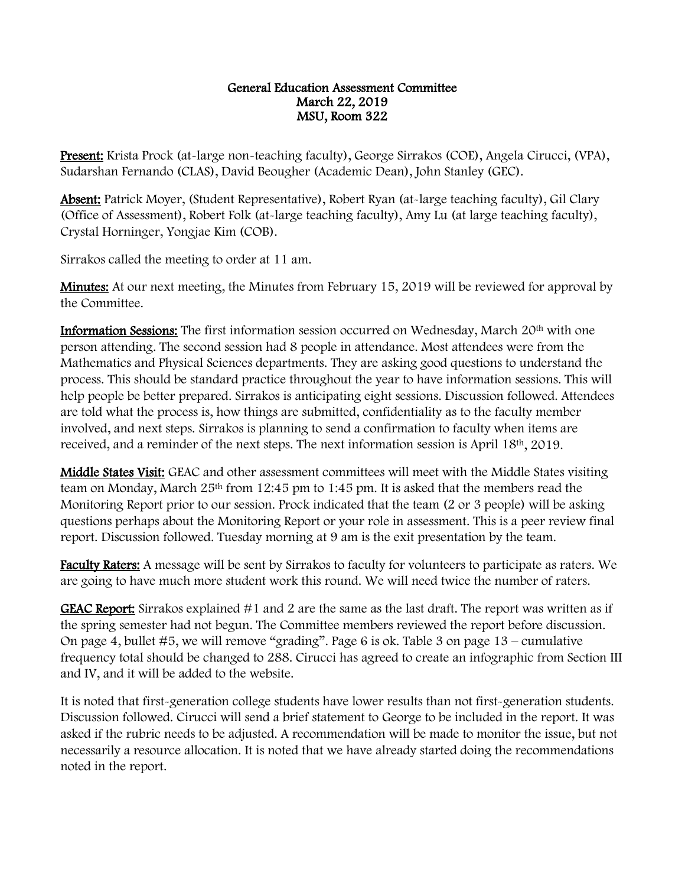# General Education Assessment Committee

**March 22, 2019**

**MSU, Room 322**

**Present:** Krista Prock (at-large non-teaching faculty), George Sirrakos (COE), Angela Cirucci, (VPA), Sudarshan Fernando (CLAS), David Beougher (Academic Dean), John Stanley (GEC).

**Absent:** Patrick Moyer, (Student Representative), Robert Ryan (at-large teaching faculty), Gil Clary (Office of Assessment), Robert Folk (at-large teaching faculty), Amy Lu (at large teaching faculty), Crystal Horninger, Yongjae Kim (COB).

Sirrakos called the meeting to order at 11 am.

**Minutes:** At our next meeting, the Minutes from February 15, 2019 will be reviewed for approval by the Committee.

**Information Sessions:** The first information session occurred on Wednesday, March 20th with one person attending. The second session had 8 people in attendance. Most attendees were from the Mathematics and Physical Sciences departments. They are asking good questions to understand the process. This should be standard practice throughout the year to have information sessions. This will help people be better prepared. Sirrakos is anticipating eight sessions. Discussion followed. Attendees are told what the process is, how things are submitted, confidentiality as to the faculty member involved, and next steps. Sirrakos is planning to send a confirmation to faculty when items are received, and a reminder of the next steps. The next information session is April 18th, 2019.

**Middle States Visit:** GEAC and other assessment committees will meet with the Middle States visiting team on Monday, March 25th from 12:45 pm to 1:45 pm. It is asked that the members read the Monitoring Report prior to our session. Prock indicated that the team (2 or 3 people) will be asking questions perhaps about the Monitoring Report or your role in assessment. This is a peer review final report. Discussion followed. Tuesday morning at 9 am is the exit presentation by the team.

**Faculty Raters:** A message will be sent by Sirrakos to faculty for volunteers to participate as raters. We are going to have much more student work this round. We will need twice the number of raters.

**GEAC Report:** Sirrakos explained #1 and 2 are the same as the last draft. The report was written as if the spring semester had not begun. The Committee members reviewed the report before discussion. On page 4, bullet #5, we will remove "grading". Page 6 is ok. Table 3 on page 13 – cumulative frequency total should be changed to 288. Cirucci has agreed to create an infographic from Section III and IV, and it will be added to the website.

It is noted that first-generation college students have lower results than not first-generation students. Discussion followed. Cirucci will send a brief statement to George to be included in the report. It was asked if the rubric needs to be adjusted. A recommendation will be made to monitor the issue, but not necessarily a resource allocation. It is noted that we have already started doing the recommendations noted in the report.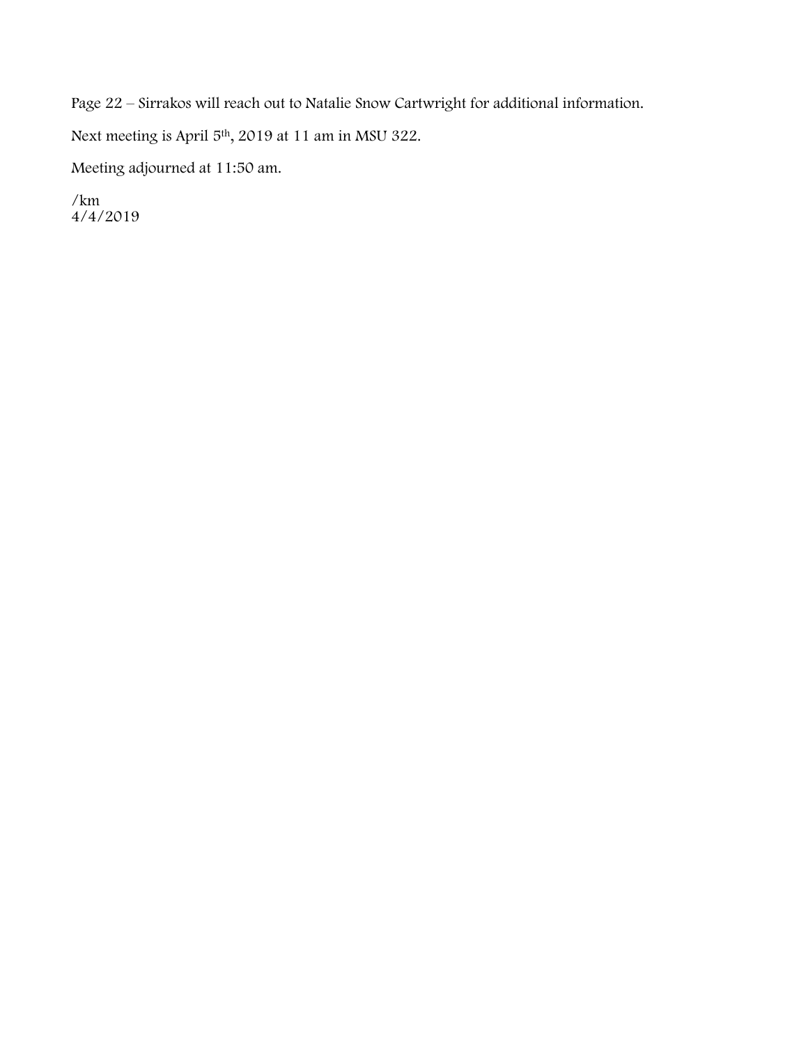Page 22 – Sirrakos will reach out to Natalie Snow Cartwright for additional information.

Next meeting is April 5th, 2019 at 11 am in MSU 322.

Meeting adjourned at 11:50 am.

/km
4/4/2019